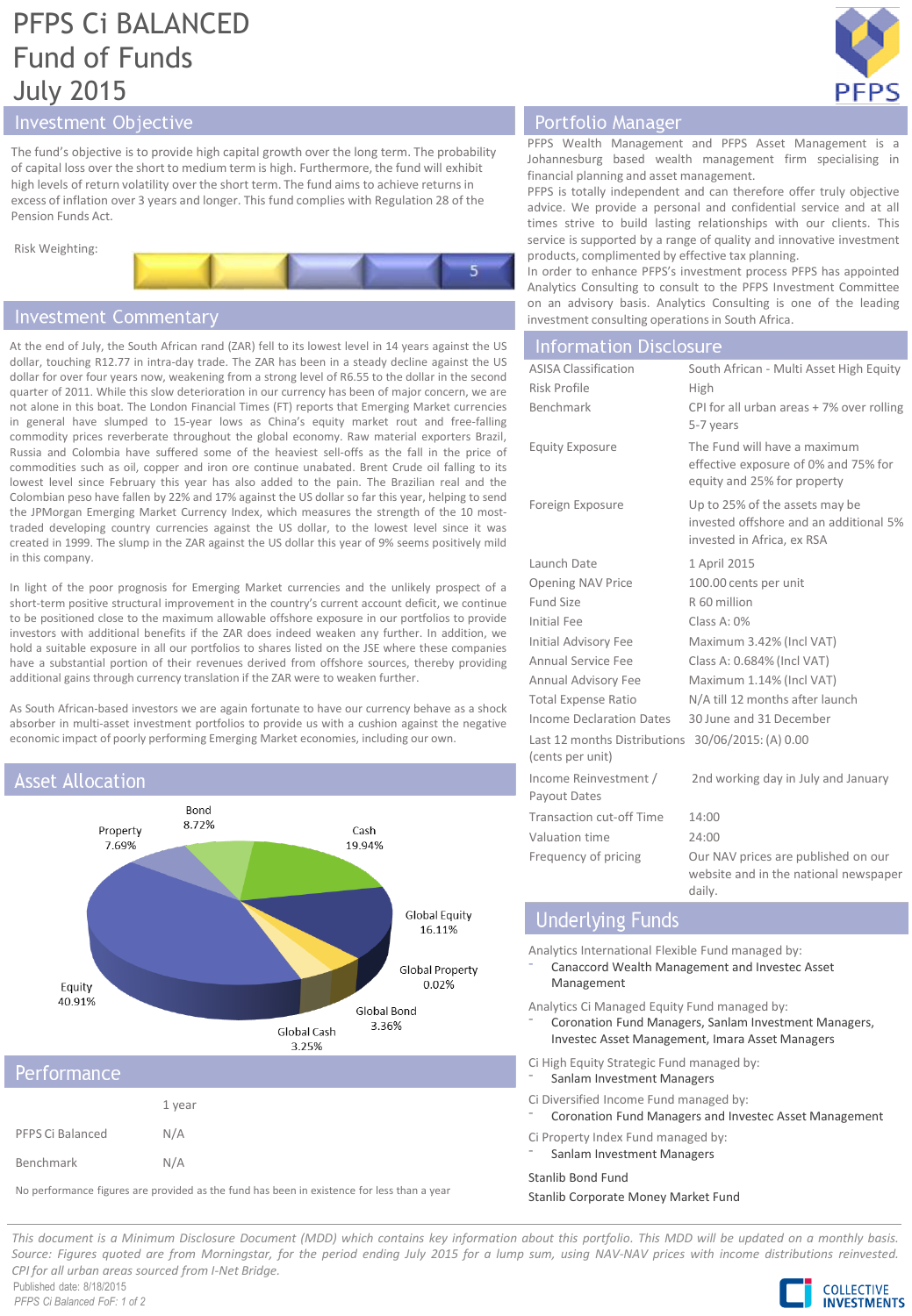# PFPS Ci BALANCED Fund of Funds July 2015

## Investment Objective

The fund's objective is to provide high capital growth over the long term. The probability of capital loss over the short to medium term is high. Furthermore, the fund will exhibit high levels of return volatility over the short term. The fund aims to achieve returns in excess of inflation over 3 years and longer. This fund complies with Regulation 28 of the Pension Funds Act.

Risk Weighting: 5

## Investment Commentary

At the end of July, the South African rand (ZAR) fell to its lowest level in 14 years against the US dollar, touching R12.77 in intra-day trade. The ZAR has been in a steady decline against the US dollar for over four years now, weakening from a strong level of R6.55 to the dollar in the second quarter of 2011. While this slow deterioration in our currency has been of major concern, we are not alone in this boat. The London Financial Times (FT) reports that Emerging Market currencies in general have slumped to 15-year lows as China's equity market rout and free-falling commodity prices reverberate throughout the global economy. Raw material exporters Brazil, Russia and Colombia have suffered some of the heaviest sell-offs as the fall in the price of commodities such as oil, copper and iron ore continue unabated. Brent Crude oil falling to its lowest level since February this year has also added to the pain. The Brazilian real and the Colombian peso have fallen by 22% and 17% against the US dollar so far this year, helping to send the JPMorgan Emerging Market Currency Index, which measures the strength of the 10 most-traded developing country currencies against the US dollar, to the lowest level since it was created in 1999. The slump in the ZAR against the US dollar this year of 9% seems positively mild in this company.

In light of the poor prognosis for Emerging Market currencies and the unlikely prospect of a short-term positive structural improvement in the country's current account deficit, we continue to be positioned close to the maximum allowable offshore exposure in our portfolios to provide investors with additional benefits if the ZAR does indeed weaken any further. In addition, we hold a suitable exposure in all our portfolios to shares listed on the JSE where these companies have a substantial portion of their revenues derived from offshore sources, thereby providing additional gains through currency translation if the ZAR were to weaken further.

As South African-based investors we are again fortunate to have our currency behave as a shock absorber in multi-asset investment portfolios to provide us with a cushion against the negative economic impact of poorly performing Emerging Market economies, including our own.

## Asset Allocation

| Asset | Allocation |
|---|---|
| Equity | 40.91% |
| Cash | 19.94% |
| Global Equity | 16.11% |
| Bond | 8.72% |
| Property | 7.69% |
| Global Bond | 3.36% |
| Global Cash | 3.25% |
| Global Property | 0.02% |

## Performance

| | 1 year |
|---|---|
| PFPS Ci Balanced | N/A |
| Benchmark | N/A |

No performance figures are provided as the fund has been in existence for less than a year

## Portfolio Manager

PFPS Wealth Management and PFPS Asset Management is a Johannesburg based wealth management firm specialising in financial planning and asset management.

PFPS is totally independent and can therefore offer truly objective advice. We provide a personal and confidential service and at all times strive to build lasting relationships with our clients. This service is supported by a range of quality and innovative investment products, complimented by effective tax planning.

In order to enhance PFPS's investment process PFPS has appointed Analytics Consulting to consult to the PFPS Investment Committee on an advisory basis. Analytics Consulting is one of the leading investment consulting operations in South Africa.

## Information Disclosure

| | |
|---|---|
| ASISA Classification | South African - Multi Asset High Equity |
| Risk Profile | High |
| Benchmark | CPI for all urban areas + 7% over rolling 5-7 years |
| Equity Exposure | The Fund will have a maximum effective exposure of 0% and 75% for equity and 25% for property |
| Foreign Exposure | Up to 25% of the assets may be invested offshore and an additional 5% invested in Africa, ex RSA |
| Launch Date | 1 April 2015 |
| Opening NAV Price | 100.00 cents per unit |
| Fund Size | R 60 million |
| Initial Fee | Class A: 0% |
| Initial Advisory Fee | Maximum 3.42% (Incl VAT) |
| Annual Service Fee | Class A: 0.684% (Incl VAT) |
| Annual Advisory Fee | Maximum 1.14% (Incl VAT) |
| Total Expense Ratio | N/A till 12 months after launch |
| Income Declaration Dates | 30 June and 31 December |
| Last 12 months Distributions (cents per unit) | 30/06/2015: (A) 0.00 |
| Income Reinvestment / Payout Dates | 2nd working day in July and January |
| Transaction cut-off Time | 14:00 |
| Valuation time | 24:00 |
| Frequency of pricing | Our NAV prices are published on our website and in the national newspaper daily. |

## Underlying Funds

Analytics International Flexible Fund managed by:
- Canaccord Wealth Management and Investec Asset Management

Analytics Ci Managed Equity Fund managed by:
- Coronation Fund Managers, Sanlam Investment Managers, Investec Asset Management, Imara Asset Managers

Ci High Equity Strategic Fund managed by:
- Sanlam Investment Managers

Ci Diversified Income Fund managed by:
- Coronation Fund Managers and Investec Asset Management

Ci Property Index Fund managed by:
- Sanlam Investment Managers

Stanlib Bond Fund

Stanlib Corporate Money Market Fund

*This document is a Minimum Disclosure Document (MDD) which contains key information about this portfolio. This MDD will be updated on a monthly basis. Source: Figures quoted are from Morningstar, for the period ending July 2015 for a lump sum, using NAV-NAV prices with income distributions reinvested. CPI for all urban areas sourced from I-Net Bridge.*

Published date: 8/18/2015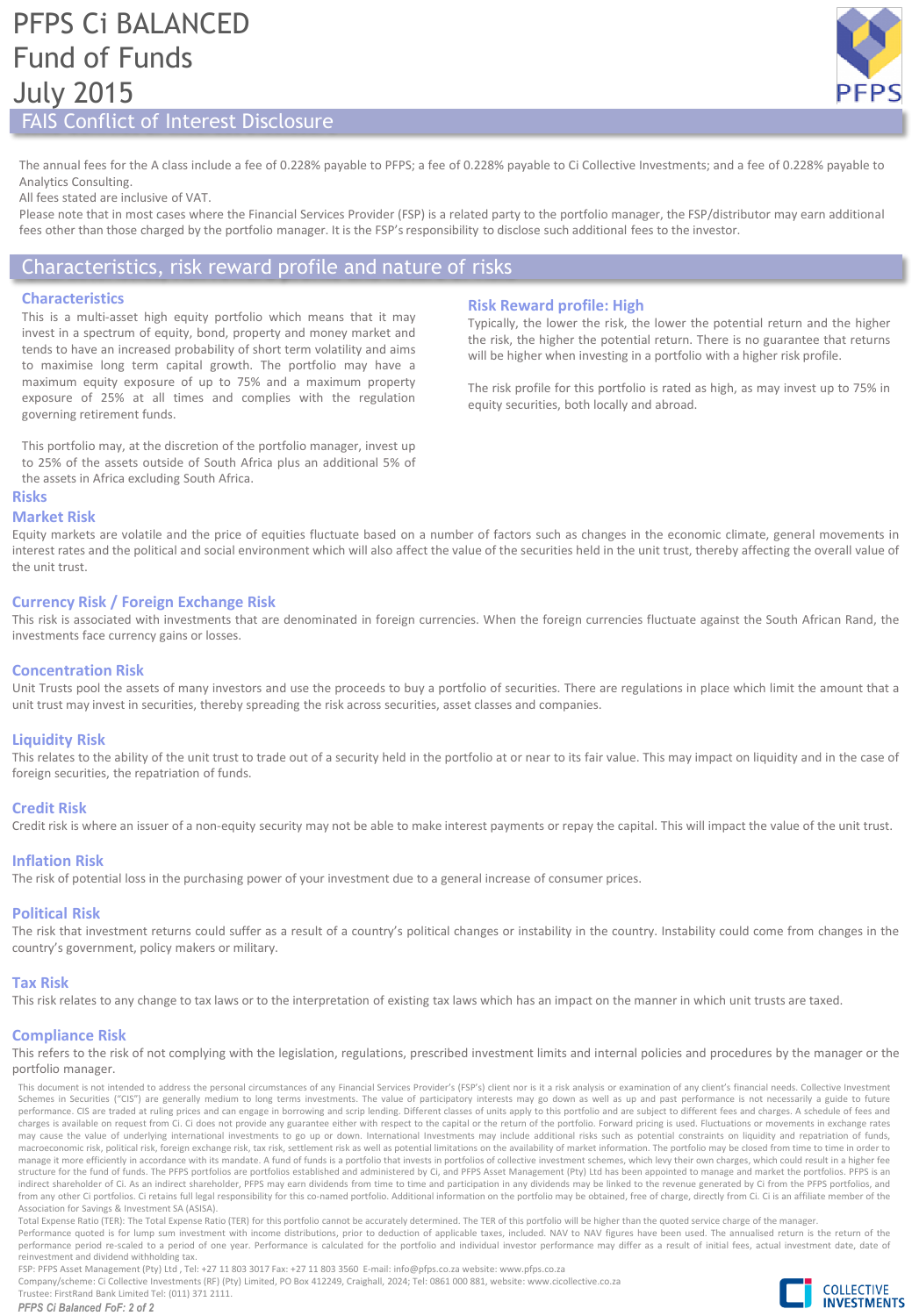# PFPS Ci BALANCED Fund of Funds July 2015

## FAIS Conflict of Interest Disclosure

The annual fees for the A class include a fee of 0.228% payable to PFPS; a fee of 0.228% payable to Ci Collective Investments; and a fee of 0.228% payable to Analytics Consulting.

All fees stated are inclusive of VAT.

Please note that in most cases where the Financial Services Provider (FSP) is a related party to the portfolio manager, the FSP/distributor may earn additional fees other than those charged by the portfolio manager. It is the FSP's responsibility to disclose such additional fees to the investor.

## Characteristics, risk reward profile and nature of risks

### Characteristics

This is a multi-asset high equity portfolio which means that it may invest in a spectrum of equity, bond, property and money market and tends to have an increased probability of short term volatility and aims to maximise long term capital growth. The portfolio may have a maximum equity exposure of up to 75% and a maximum property exposure of 25% at all times and complies with the regulation governing retirement funds.

This portfolio may, at the discretion of the portfolio manager, invest up to 25% of the assets outside of South Africa plus an additional 5% of the assets in Africa excluding South Africa.

### Risk Reward profile: High

Typically, the lower the risk, the lower the potential return and the higher the risk, the higher the potential return. There is no guarantee that returns will be higher when investing in a portfolio with a higher risk profile.

The risk profile for this portfolio is rated as high, as may invest up to 75% in equity securities, both locally and abroad.

### Risks

#### Market Risk

Equity markets are volatile and the price of equities fluctuate based on a number of factors such as changes in the economic climate, general movements in interest rates and the political and social environment which will also affect the value of the securities held in the unit trust, thereby affecting the overall value of the unit trust.

#### Currency Risk / Foreign Exchange Risk

This risk is associated with investments that are denominated in foreign currencies. When the foreign currencies fluctuate against the South African Rand, the investments face currency gains or losses.

#### Concentration Risk

Unit Trusts pool the assets of many investors and use the proceeds to buy a portfolio of securities. There are regulations in place which limit the amount that a unit trust may invest in securities, thereby spreading the risk across securities, asset classes and companies.

#### Liquidity Risk

This relates to the ability of the unit trust to trade out of a security held in the portfolio at or near to its fair value. This may impact on liquidity and in the case of foreign securities, the repatriation of funds.

#### Credit Risk

Credit risk is where an issuer of a non-equity security may not be able to make interest payments or repay the capital. This will impact the value of the unit trust.

#### Inflation Risk

The risk of potential loss in the purchasing power of your investment due to a general increase of consumer prices.

#### Political Risk

The risk that investment returns could suffer as a result of a country's political changes or instability in the country. Instability could come from changes in the country's government, policy makers or military.

#### Tax Risk

This risk relates to any change to tax laws or to the interpretation of existing tax laws which has an impact on the manner in which unit trusts are taxed.

#### Compliance Risk

This refers to the risk of not complying with the legislation, regulations, prescribed investment limits and internal policies and procedures by the manager or the portfolio manager.

This document is not intended to address the personal circumstances of any Financial Services Provider's (FSP's) client nor is it a risk analysis or examination of any client's financial needs. Collective Investment Schemes in Securities ("CIS") are generally medium to long terms investments. The value of participatory interests may go down as well as up and past performance is not necessarily a guide to future performance. CIS are traded at ruling prices and can engage in borrowing and scrip lending. Different classes of units apply to this portfolio and are subject to different fees and charges. A schedule of fees and charges is available on request from Ci. Ci does not provide any guarantee either with respect to the capital or the return of the portfolio. Forward pricing is used. Fluctuations or movements in exchange rates may cause the value of underlying international investments to go up or down. International Investments may include additional risks such as potential constraints on liquidity and repatriation of funds, macroeconomic risk, political risk, foreign exchange risk, tax risk, settlement risk as well as potential limitations on the availability of market information. The portfolio may be closed from time to time in order to manage it more efficiently in accordance with its mandate. A fund of funds is a portfolio that invests in portfolios of collective investment schemes, which levy their own charges, which could result in a higher fee structure for the fund of funds. The PFPS portfolios are portfolios established and administered by Ci, and PFPS Asset Management (Pty) Ltd has been appointed to manage and market the portfolios. PFPS is an indirect shareholder of Ci. As an indirect shareholder, PFPS may earn dividends from time to time and participation in any dividends may be linked to the revenue generated by Ci from the PFPS portfolios, and from any other Ci portfolios. Ci retains full legal responsibility for this co-named portfolio. Additional information on the portfolio may be obtained, free of charge, directly from Ci. Ci is an affiliate member of the Association for Savings & Investment SA (ASISA).

Total Expense Ratio (TER): The Total Expense Ratio (TER) for this portfolio cannot be accurately determined. The TER of this portfolio will be higher than the quoted service charge of the manager.

Performance quoted is for lump sum investment with income distributions, prior to deduction of applicable taxes, included. NAV to NAV figures have been used. The annualised return is the return of the performance period re-scaled to a period of one year. Performance is calculated for the portfolio and individual investor performance may differ as a result of initial fees, actual investment date, date of reinvestment and dividend withholding tax.

FSP: PFPS Asset Management (Pty) Ltd , Tel: +27 11 803 3017 Fax: +27 11 803 3560 E-mail: info@pfps.co.za website: www.pfps.co.za

Company/scheme: Ci Collective Investments (RF) (Pty) Limited, PO Box 412249, Craighall, 2024; Tel: 0861 000 881, website: www.cicollective.co.za

Trustee: FirstRand Bank Limited Tel: (011) 371 2111.